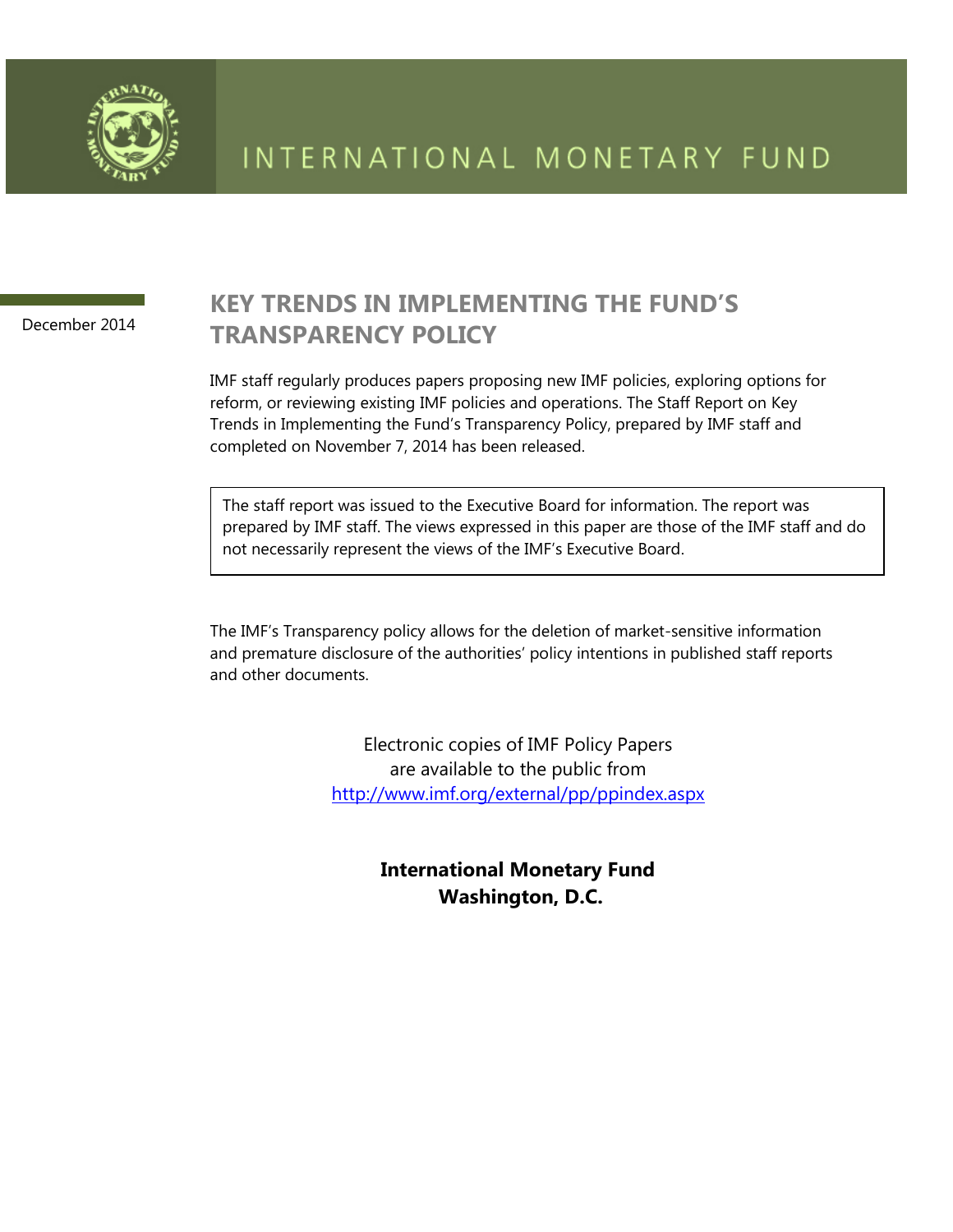# INTERNATIONAL MONETARY FUND

December 2014

## KEY TRENDS IN IMPLEMENTING THE FUND'S TRANSPARENCY POLICY

IMF staff regularly produces papers proposing new IMF policies, exploring options for reform, or reviewing existing IMF policies and operations. The Staff Report on Key Trends in Implementing the Fund's Transparency Policy, prepared by IMF staff and completed on November 7, 2014 has been released.

> The staff report was issued to the Executive Board for information. The report was prepared by IMF staff. The views expressed in this paper are those of the IMF staff and do not necessarily represent the views of the IMF's Executive Board.

The IMF's Transparency policy allows for the deletion of market-sensitive information and premature disclosure of the authorities' policy intentions in published staff reports and other documents.

Electronic copies of IMF Policy Papers
are available to the public from
http://www.imf.org/external/pp/ppindex.aspx

**International Monetary Fund**
**Washington, D.C.**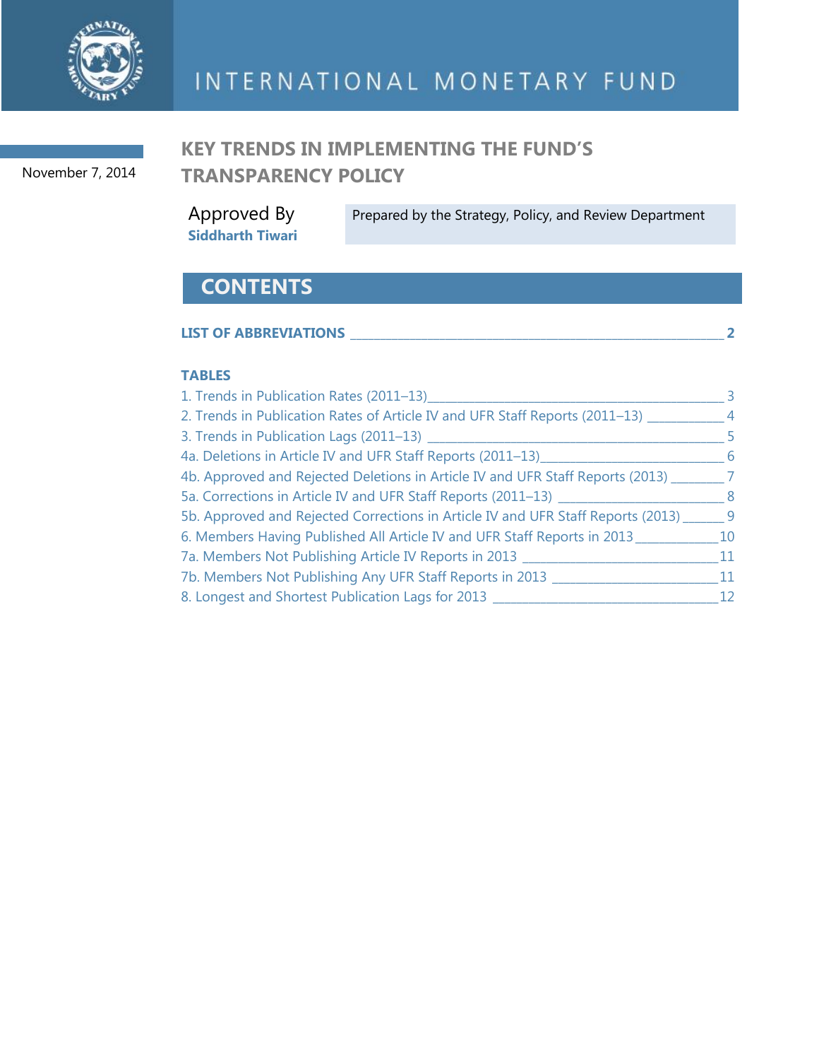INTERNATIONAL MONETARY FUND

November 7, 2014

# KEY TRENDS IN IMPLEMENTING THE FUND'S TRANSPARENCY POLICY

Approved By
**Siddharth Tiwari**

Prepared by the Strategy, Policy, and Review Department

## CONTENTS

**LIST OF ABBREVIATIONS** _____ **2**

**TABLES**

1. Trends in Publication Rates (2011–13) _____ 3
2. Trends in Publication Rates of Article IV and UFR Staff Reports (2011–13) _____ 4
3. Trends in Publication Lags (2011–13) _____ 5

4a. Deletions in Article IV and UFR Staff Reports (2011–13) _____ 6

4b. Approved and Rejected Deletions in Article IV and UFR Staff Reports (2013) _____ 7

5a. Corrections in Article IV and UFR Staff Reports (2011–13) _____ 8

5b. Approved and Rejected Corrections in Article IV and UFR Staff Reports (2013) _____ 9

6. Members Having Published All Article IV and UFR Staff Reports in 2013 _____ 10

7a. Members Not Publishing Article IV Reports in 2013 _____ 11

7b. Members Not Publishing Any UFR Staff Reports in 2013 _____ 11

8. Longest and Shortest Publication Lags for 2013 _____ 12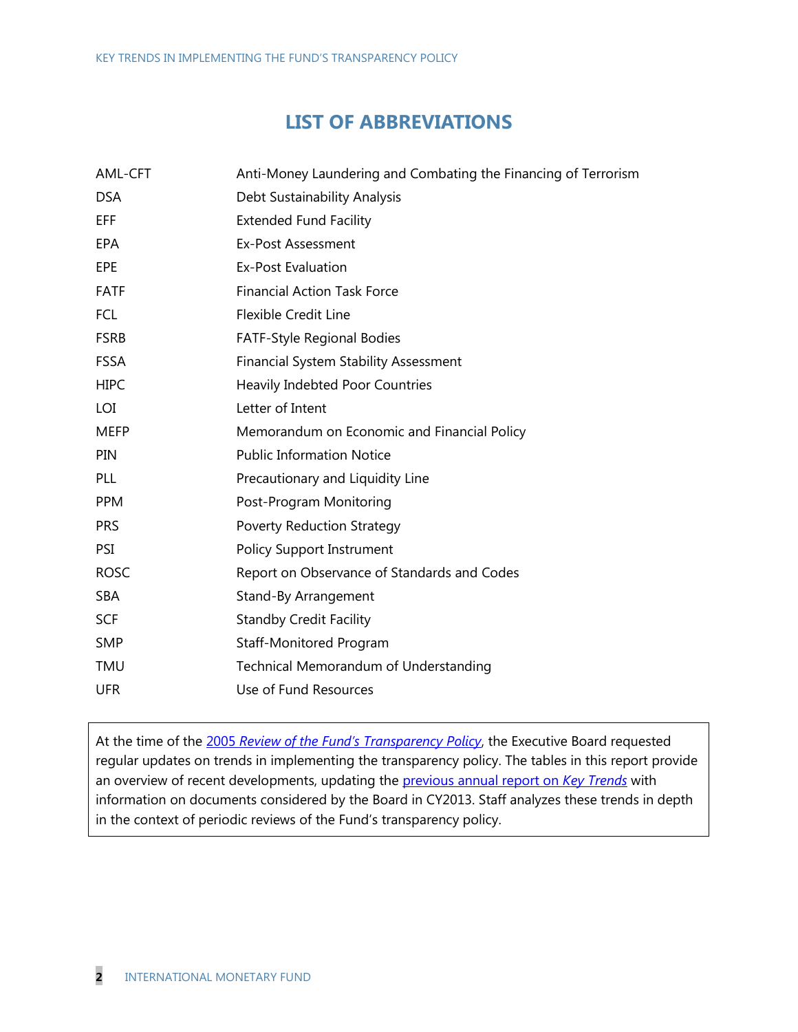# LIST OF ABBREVIATIONS

| | |
|---|---|
| AML-CFT | Anti-Money Laundering and Combating the Financing of Terrorism |
| DSA | Debt Sustainability Analysis |
| EFF | Extended Fund Facility |
| EPA | Ex-Post Assessment |
| EPE | Ex-Post Evaluation |
| FATF | Financial Action Task Force |
| FCL | Flexible Credit Line |
| FSRB | FATF-Style Regional Bodies |
| FSSA | Financial System Stability Assessment |
| HIPC | Heavily Indebted Poor Countries |
| LOI | Letter of Intent |
| MEFP | Memorandum on Economic and Financial Policy |
| PIN | Public Information Notice |
| PLL | Precautionary and Liquidity Line |
| PPM | Post-Program Monitoring |
| PRS | Poverty Reduction Strategy |
| PSI | Policy Support Instrument |
| ROSC | Report on Observance of Standards and Codes |
| SBA | Stand-By Arrangement |
| SCF | Standby Credit Facility |
| SMP | Staff-Monitored Program |
| TMU | Technical Memorandum of Understanding |
| UFR | Use of Fund Resources |

At the time of the 2005 *Review of the Fund's Transparency Policy*, the Executive Board requested regular updates on trends in implementing the transparency policy. The tables in this report provide an overview of recent developments, updating the previous annual report on *Key Trends* with information on documents considered by the Board in CY2013. Staff analyzes these trends in depth in the context of periodic reviews of the Fund's transparency policy.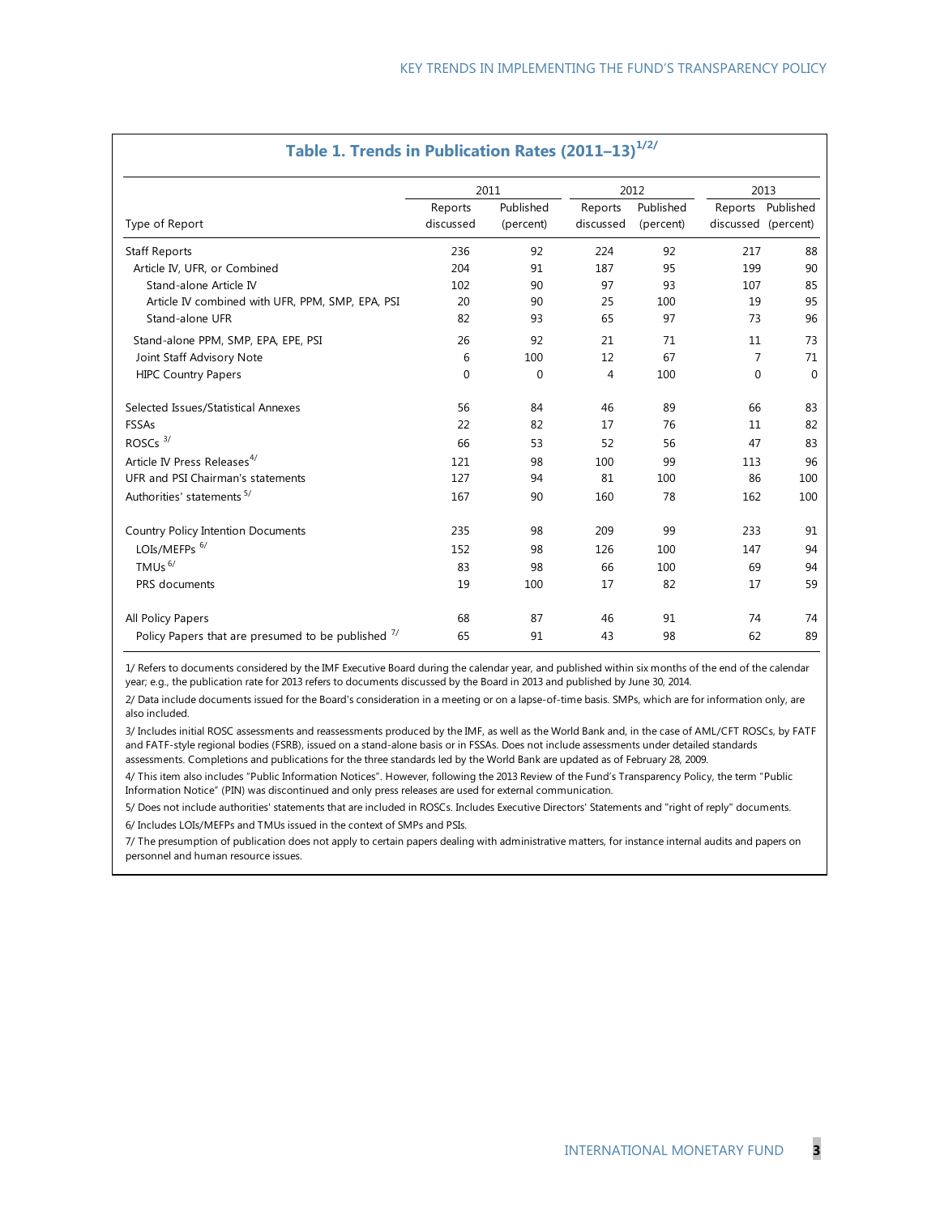### Table 1. Trends in Publication Rates (2011–13)[1/2/]

| Type of Report | 2011 | | 2012 | | 2013 | |
|---|---|---|---|---|---|---|
| | Reports discussed | Published (percent) | Reports discussed | Published (percent) | Reports discussed | Published (percent) |
| Staff Reports | 236 | 92 | 224 | 92 | 217 | 88 |
| Article IV, UFR, or Combined | 204 | 91 | 187 | 95 | 199 | 90 |
| Stand-alone Article IV | 102 | 90 | 97 | 93 | 107 | 85 |
| Article IV combined with UFR, PPM, SMP, EPA, PSI | 20 | 90 | 25 | 100 | 19 | 95 |
| Stand-alone UFR | 82 | 93 | 65 | 97 | 73 | 96 |
| Stand-alone PPM, SMP, EPA, EPE, PSI | 26 | 92 | 21 | 71 | 11 | 73 |
| Joint Staff Advisory Note | 6 | 100 | 12 | 67 | 7 | 71 |
| HIPC Country Papers | 0 | 0 | 4 | 100 | 0 | 0 |
| Selected Issues/Statistical Annexes | 56 | 84 | 46 | 89 | 66 | 83 |
| FSSAs | 22 | 82 | 17 | 76 | 11 | 82 |
| ROSCs [3/] | 66 | 53 | 52 | 56 | 47 | 83 |
| Article IV Press Releases[4/] | 121 | 98 | 100 | 99 | 113 | 96 |
| UFR and PSI Chairman's statements | 127 | 94 | 81 | 100 | 86 | 100 |
| Authorities' statements [5/] | 167 | 90 | 160 | 78 | 162 | 100 |
| Country Policy Intention Documents | 235 | 98 | 209 | 99 | 233 | 91 |
| LOIs/MEFPs [6/] | 152 | 98 | 126 | 100 | 147 | 94 |
| TMUs [6/] | 83 | 98 | 66 | 100 | 69 | 94 |
| PRS documents | 19 | 100 | 17 | 82 | 17 | 59 |
| All Policy Papers | 68 | 87 | 46 | 91 | 74 | 74 |
| Policy Papers that are presumed to be published [7/] | 65 | 91 | 43 | 98 | 62 | 89 |

1/ Refers to documents considered by the IMF Executive Board during the calendar year, and published within six months of the end of the calendar year; e.g., the publication rate for 2013 refers to documents discussed by the Board in 2013 and published by June 30, 2014.

2/ Data include documents issued for the Board's consideration in a meeting or on a lapse-of-time basis. SMPs, which are for information only, are also included.

3/ Includes initial ROSC assessments and reassessments produced by the IMF, as well as the World Bank and, in the case of AML/CFT ROSCs, by FATF and FATF-style regional bodies (FSRB), issued on a stand-alone basis or in FSSAs. Does not include assessments under detailed standards assessments. Completions and publications for the three standards led by the World Bank are updated as of February 28, 2009.

4/ This item also includes "Public Information Notices". However, following the 2013 Review of the Fund's Transparency Policy, the term "Public Information Notice" (PIN) was discontinued and only press releases are used for external communication.

5/ Does not include authorities' statements that are included in ROSCs. Includes Executive Directors' Statements and "right of reply" documents.

6/ Includes LOIs/MEFPs and TMUs issued in the context of SMPs and PSIs.

7/ The presumption of publication does not apply to certain papers dealing with administrative matters, for instance internal audits and papers on personnel and human resource issues.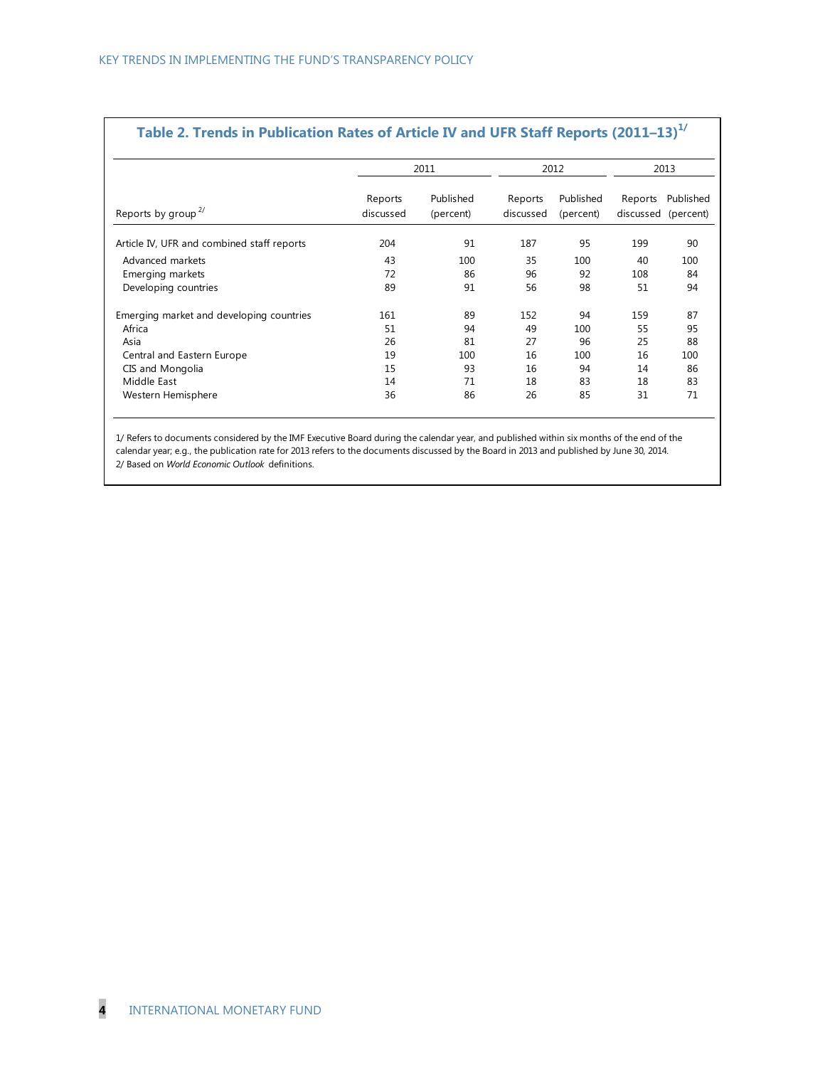### Table 2. Trends in Publication Rates of Article IV and UFR Staff Reports (2011–13)[1/]

| Reports by group [2/] | 2011 | | 2012 | | 2013 | |
|---|---|---|---|---|---|---|
| | Reports discussed | Published (percent) | Reports discussed | Published (percent) | Reports discussed | Published (percent) |
| Article IV, UFR and combined staff reports | 204 | 91 | 187 | 95 | 199 | 90 |
| Advanced markets | 43 | 100 | 35 | 100 | 40 | 100 |
| Emerging markets | 72 | 86 | 96 | 92 | 108 | 84 |
| Developing countries | 89 | 91 | 56 | 98 | 51 | 94 |
| Emerging market and developing countries | 161 | 89 | 152 | 94 | 159 | 87 |
| Africa | 51 | 94 | 49 | 100 | 55 | 95 |
| Asia | 26 | 81 | 27 | 96 | 25 | 88 |
| Central and Eastern Europe | 19 | 100 | 16 | 100 | 16 | 100 |
| CIS and Mongolia | 15 | 93 | 16 | 94 | 14 | 86 |
| Middle East | 14 | 71 | 18 | 83 | 18 | 83 |
| Western Hemisphere | 36 | 86 | 26 | 85 | 31 | 71 |

1/ Refers to documents considered by the IMF Executive Board during the calendar year, and published within six months of the end of the calendar year; e.g., the publication rate for 2013 refers to the documents discussed by the Board in 2013 and published by June 30, 2014.
2/ Based on *World Economic Outlook* definitions.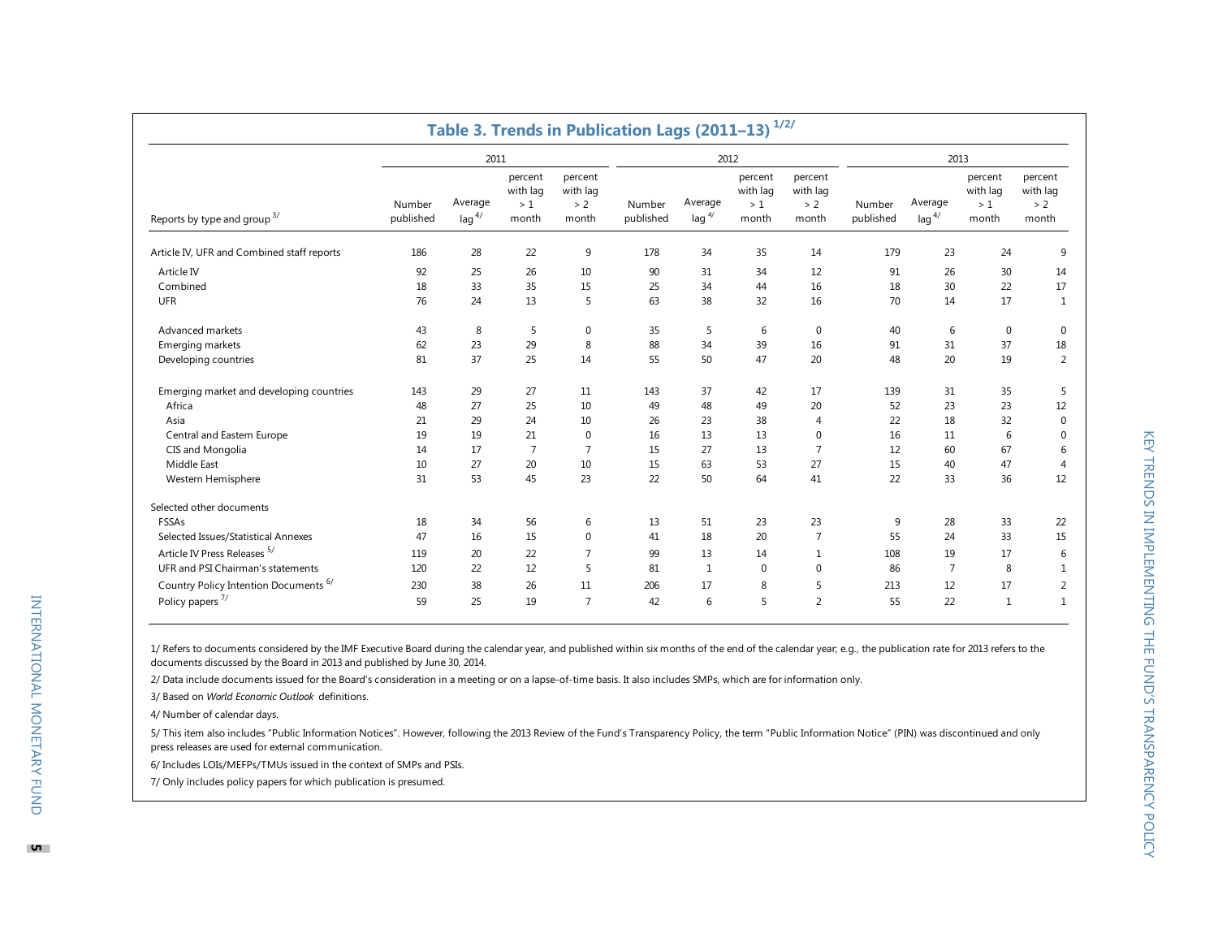## Table 3. Trends in Publication Lags (2011–13) [1/2/]

| Reports by type and group [3/] | 2011 | | | | 2012 | | | | 2013 | | | |
|---|---|---|---|---|---|---|---|---|---|---|---|---|
| | Number published | Average lag [4/] | percent with lag > 1 month | percent with lag > 2 month | Number published | Average lag [4/] | percent with lag > 1 month | percent with lag > 2 month | Number published | Average lag [4/] | percent with lag > 1 month | percent with lag > 2 month |
| Article IV, UFR and Combined staff reports | 186 | 28 | 22 | 9 | 178 | 34 | 35 | 14 | 179 | 23 | 24 | 9 |
| Article IV | 92 | 25 | 26 | 10 | 90 | 31 | 34 | 12 | 91 | 26 | 30 | 14 |
| Combined | 18 | 33 | 35 | 15 | 25 | 34 | 44 | 16 | 18 | 30 | 22 | 17 |
| UFR | 76 | 24 | 13 | 5 | 63 | 38 | 32 | 16 | 70 | 14 | 17 | 1 |
| Advanced markets | 43 | 8 | 5 | 0 | 35 | 5 | 6 | 0 | 40 | 6 | 0 | 0 |
| Emerging markets | 62 | 23 | 29 | 8 | 88 | 34 | 39 | 16 | 91 | 31 | 37 | 18 |
| Developing countries | 81 | 37 | 25 | 14 | 55 | 50 | 47 | 20 | 48 | 20 | 19 | 2 |
| Emerging market and developing countries | 143 | 29 | 27 | 11 | 143 | 37 | 42 | 17 | 139 | 31 | 35 | 5 |
| Africa | 48 | 27 | 25 | 10 | 49 | 48 | 49 | 20 | 52 | 23 | 23 | 12 |
| Asia | 21 | 29 | 24 | 10 | 26 | 23 | 38 | 4 | 22 | 18 | 32 | 0 |
| Central and Eastern Europe | 19 | 19 | 21 | 0 | 16 | 13 | 13 | 0 | 16 | 11 | 6 | 0 |
| CIS and Mongolia | 14 | 17 | 7 | 7 | 15 | 27 | 13 | 7 | 12 | 60 | 67 | 6 |
| Middle East | 10 | 27 | 20 | 10 | 15 | 63 | 53 | 27 | 15 | 40 | 47 | 4 |
| Western Hemisphere | 31 | 53 | 45 | 23 | 22 | 50 | 64 | 41 | 22 | 33 | 36 | 12 |
| Selected other documents | | | | | | | | | | | | |
| FSSAs | 18 | 34 | 56 | 6 | 13 | 51 | 23 | 23 | 9 | 28 | 33 | 22 |
| Selected Issues/Statistical Annexes | 47 | 16 | 15 | 0 | 41 | 18 | 20 | 7 | 55 | 24 | 33 | 15 |
| Article IV Press Releases [5/] | 119 | 20 | 22 | 7 | 99 | 13 | 14 | 1 | 108 | 19 | 17 | 6 |
| UFR and PSI Chairman's statements | 120 | 22 | 12 | 5 | 81 | 1 | 0 | 0 | 86 | 7 | 8 | 1 |
| Country Policy Intention Documents [6/] | 230 | 38 | 26 | 11 | 206 | 17 | 8 | 5 | 213 | 12 | 17 | 2 |
| Policy papers [7/] | 59 | 25 | 19 | 7 | 42 | 6 | 5 | 2 | 55 | 22 | 1 | 1 |

1/ Refers to documents considered by the IMF Executive Board during the calendar year, and published within six months of the end of the calendar year; e.g., the publication rate for 2013 refers to the documents discussed by the Board in 2013 and published by June 30, 2014.

2/ Data include documents issued for the Board's consideration in a meeting or on a lapse-of-time basis. It also includes SMPs, which are for information only.

3/ Based on *World Economic Outlook* definitions.

4/ Number of calendar days.

5/ This item also includes "Public Information Notices". However, following the 2013 Review of the Fund's Transparency Policy, the term "Public Information Notice" (PIN) was discontinued and only press releases are used for external communication.

6/ Includes LOIs/MEFPs/TMUs issued in the context of SMPs and PSIs.

7/ Only includes policy papers for which publication is presumed.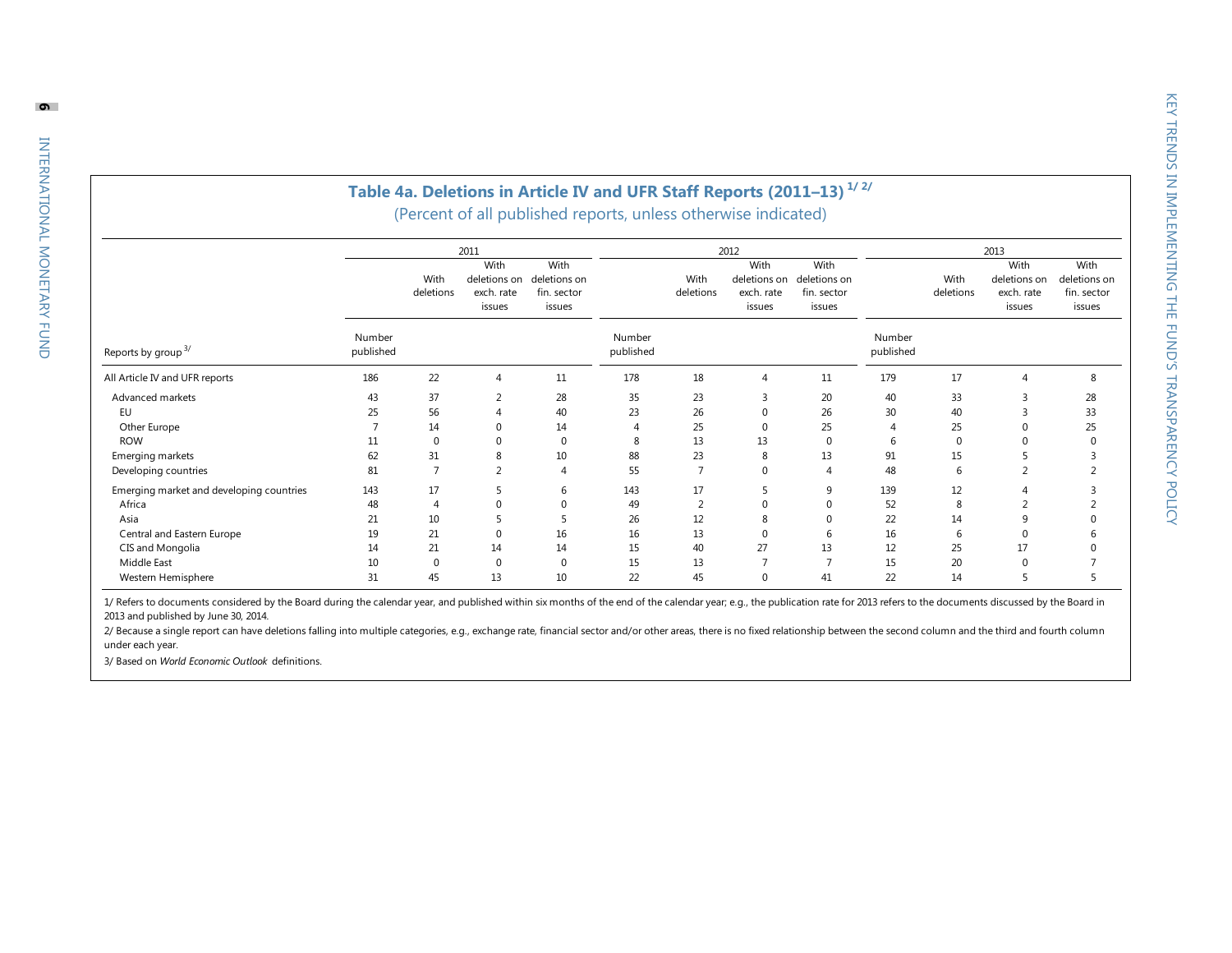## Table 4a. Deletions in Article IV and UFR Staff Reports (2011–13) [1/] [2/]

(Percent of all published reports, unless otherwise indicated)

| Reports by group [3/] | 2011 | | | | 2012 | | | | 2013 | | | |
|---|---|---|---|---|---|---|---|---|---|---|---|---|
| | Number published | With deletions | With deletions on exch. rate issues | With deletions on fin. sector issues | Number published | With deletions | With deletions on exch. rate issues | With deletions on fin. sector issues | Number published | With deletions | With deletions on exch. rate issues | With deletions on fin. sector issues |
| All Article IV and UFR reports | 186 | 22 | 4 | 11 | 178 | 18 | 4 | 11 | 179 | 17 | 4 | 8 |
| Advanced markets | 43 | 37 | 2 | 28 | 35 | 23 | 3 | 20 | 40 | 33 | 3 | 28 |
| EU | 25 | 56 | 4 | 40 | 23 | 26 | 0 | 26 | 30 | 40 | 3 | 33 |
| Other Europe | 7 | 14 | 0 | 14 | 4 | 25 | 0 | 25 | 4 | 25 | 0 | 25 |
| ROW | 11 | 0 | 0 | 0 | 8 | 13 | 13 | 0 | 6 | 0 | 0 | 0 |
| Emerging markets | 62 | 31 | 8 | 10 | 88 | 23 | 8 | 13 | 91 | 15 | 5 | 3 |
| Developing countries | 81 | 7 | 2 | 4 | 55 | 7 | 0 | 4 | 48 | 6 | 2 | 2 |
| Emerging market and developing countries | 143 | 17 | 5 | 6 | 143 | 17 | 5 | 9 | 139 | 12 | 4 | 3 |
| Africa | 48 | 4 | 0 | 0 | 49 | 2 | 0 | 0 | 52 | 8 | 2 | 2 |
| Asia | 21 | 10 | 5 | 5 | 26 | 12 | 8 | 0 | 22 | 14 | 9 | 0 |
| Central and Eastern Europe | 19 | 21 | 0 | 16 | 16 | 13 | 0 | 6 | 16 | 6 | 0 | 6 |
| CIS and Mongolia | 14 | 21 | 14 | 14 | 15 | 40 | 27 | 13 | 12 | 25 | 17 | 0 |
| Middle East | 10 | 0 | 0 | 0 | 15 | 13 | 7 | 7 | 15 | 20 | 0 | 7 |
| Western Hemisphere | 31 | 45 | 13 | 10 | 22 | 45 | 0 | 41 | 22 | 14 | 5 | 5 |

1/ Refers to documents considered by the Board during the calendar year, and published within six months of the end of the calendar year; e.g., the publication rate for 2013 refers to the documents discussed by the Board in 2013 and published by June 30, 2014.

2/ Because a single report can have deletions falling into multiple categories, e.g., exchange rate, financial sector and/or other areas, there is no fixed relationship between the second column and the third and fourth column under each year.

3/ Based on *World Economic Outlook* definitions.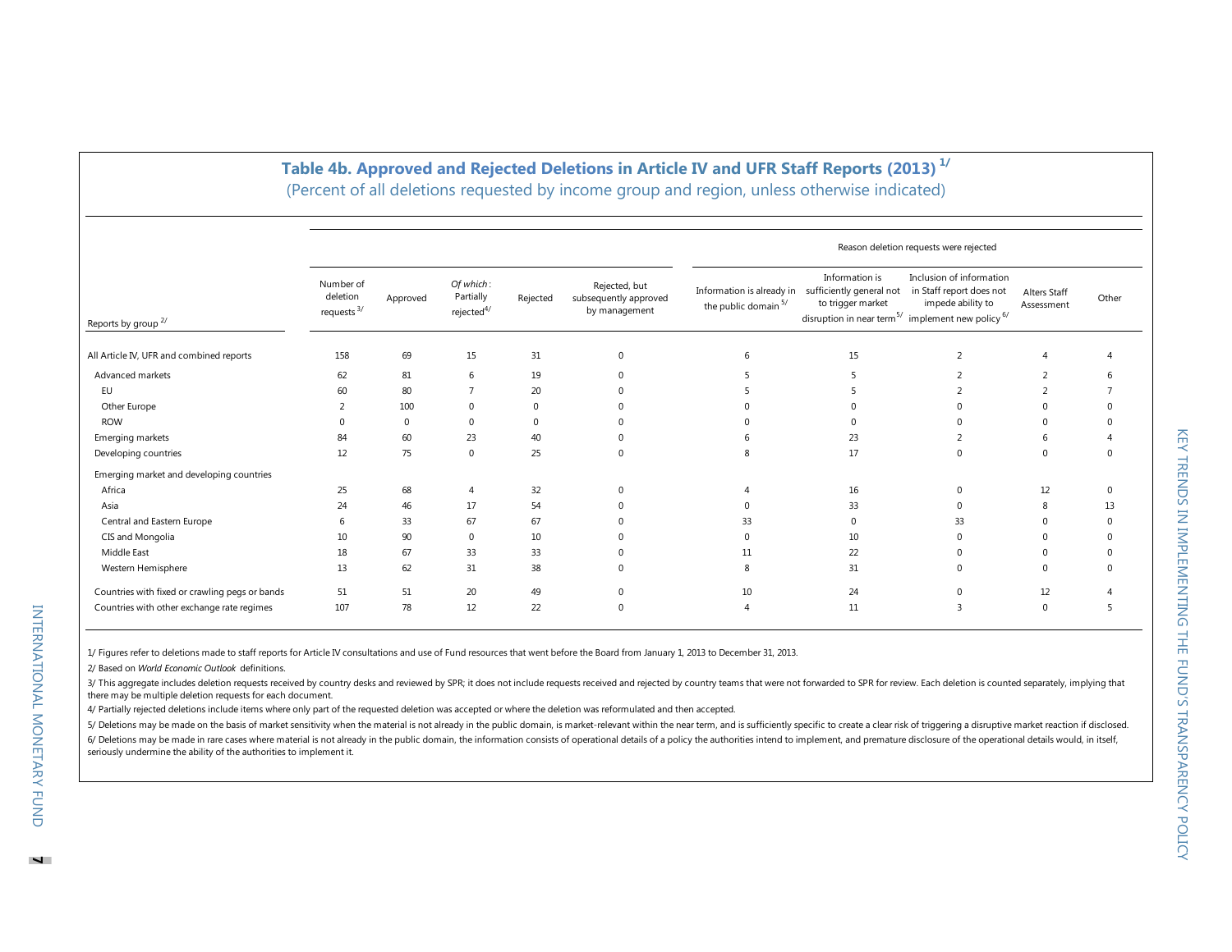## Table 4b. Approved and Rejected Deletions in Article IV and UFR Staff Reports (2013) [1/]

(Percent of all deletions requested by income group and region, unless otherwise indicated)

| Reports by group [2/] | Number of deletion requests [3/] | Approved | *Of which:* Partially rejected[4/] | Rejected | Rejected, but subsequently approved by management | Reason deletion requests were rejected: Information is already in the public domain [5/] | Information is sufficiently general not to trigger market disruption in near term[5/] | Inclusion of information in Staff report does not impede ability to implement new policy [6/] | Alters Staff Assessment | Other |
|---|---|---|---|---|---|---|---|---|---|---|
| All Article IV, UFR and combined reports | 158 | 69 | 15 | 31 | 0 | 6 | 15 | 2 | 4 | 4 |
| Advanced markets | 62 | 81 | 6 | 19 | 0 | 5 | 5 | 2 | 2 | 6 |
| EU | 60 | 80 | 7 | 20 | 0 | 5 | 5 | 2 | 2 | 7 |
| Other Europe | 2 | 100 | 0 | 0 | 0 | 0 | 0 | 0 | 0 | 0 |
| ROW | 0 | 0 | 0 | 0 | 0 | 0 | 0 | 0 | 0 | 0 |
| Emerging markets | 84 | 60 | 23 | 40 | 0 | 6 | 23 | 2 | 6 | 4 |
| Developing countries | 12 | 75 | 0 | 25 | 0 | 8 | 17 | 0 | 0 | 0 |
| Emerging market and developing countries | | | | | | | | | | |
| Africa | 25 | 68 | 4 | 32 | 0 | 4 | 16 | 0 | 12 | 0 |
| Asia | 24 | 46 | 17 | 54 | 0 | 0 | 33 | 0 | 8 | 13 |
| Central and Eastern Europe | 6 | 33 | 67 | 67 | 0 | 33 | 0 | 33 | 0 | 0 |
| CIS and Mongolia | 10 | 90 | 0 | 10 | 0 | 0 | 10 | 0 | 0 | 0 |
| Middle East | 18 | 67 | 33 | 33 | 0 | 11 | 22 | 0 | 0 | 0 |
| Western Hemisphere | 13 | 62 | 31 | 38 | 0 | 8 | 31 | 0 | 0 | 0 |
| Countries with fixed or crawling pegs or bands | 51 | 51 | 20 | 49 | 0 | 10 | 24 | 0 | 12 | 4 |
| Countries with other exchange rate regimes | 107 | 78 | 12 | 22 | 0 | 4 | 11 | 3 | 0 | 5 |

1/ Figures refer to deletions made to staff reports for Article IV consultations and use of Fund resources that went before the Board from January 1, 2013 to December 31, 2013.

2/ Based on *World Economic Outlook* definitions.

3/ This aggregate includes deletion requests received by country desks and reviewed by SPR; it does not include requests received and rejected by country teams that were not forwarded to SPR for review. Each deletion is counted separately, implying that there may be multiple deletion requests for each document.

4/ Partially rejected deletions include items where only part of the requested deletion was accepted or where the deletion was reformulated and then accepted.

5/ Deletions may be made on the basis of market sensitivity when the material is not already in the public domain, is market-relevant within the near term, and is sufficiently specific to create a clear risk of triggering a disruptive market reaction if disclosed.

6/ Deletions may be made in rare cases where material is not already in the public domain, the information consists of operational details of a policy the authorities intend to implement, and premature disclosure of the operational details would, in itself, seriously undermine the ability of the authorities to implement it.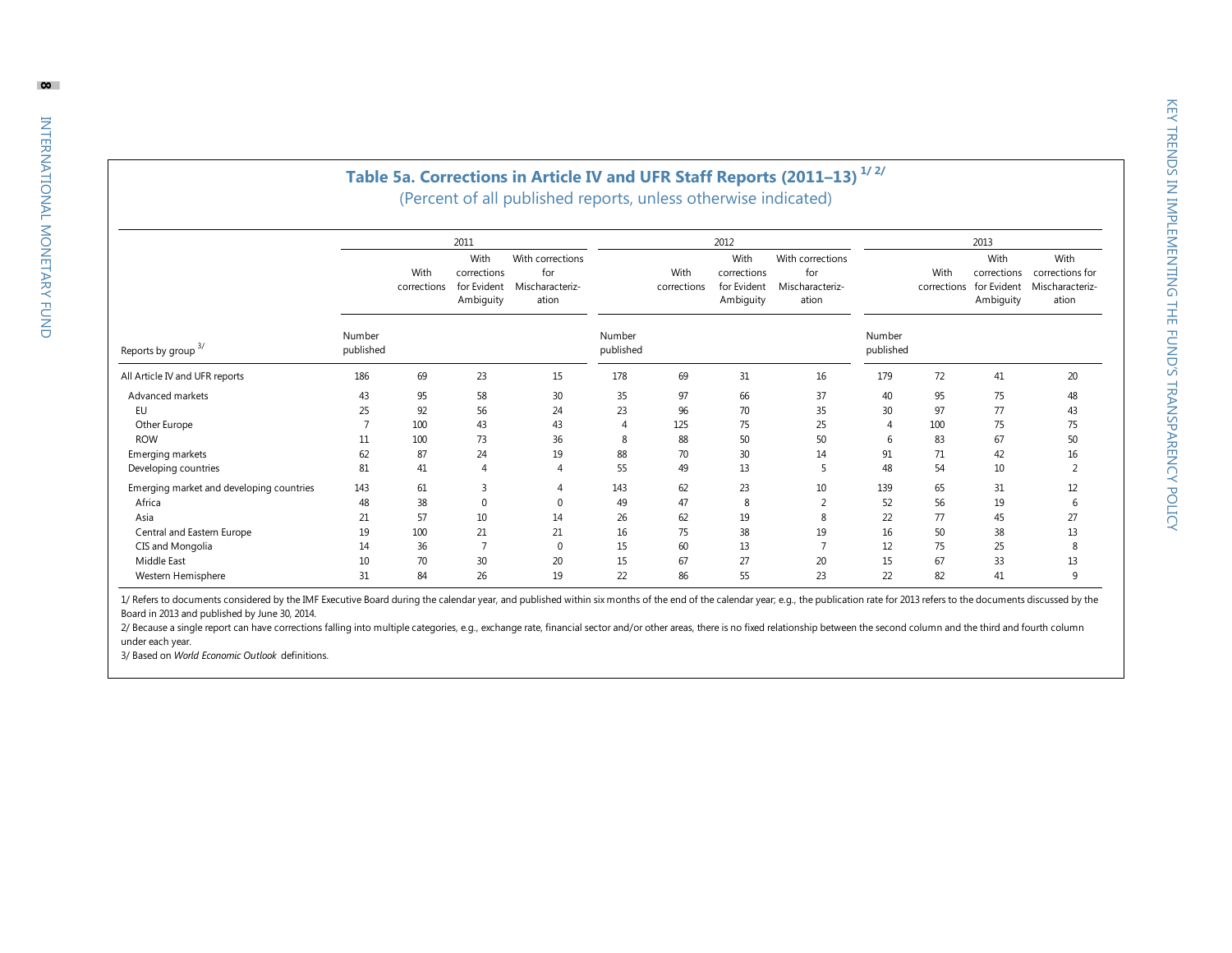## Table 5a. Corrections in Article IV and UFR Staff Reports (2011–13) 1/ 2/

(Percent of all published reports, unless otherwise indicated)

| Reports by group 3/ | 2011 | | | | 2012 | | | | 2013 | | | |
|---|---|---|---|---|---|---|---|---|---|---|---|---|
| | Number published | With corrections | With corrections for Evident Ambiguity | With corrections for Mischaracterization | Number published | With corrections | With corrections for Evident Ambiguity | With corrections for Mischaracterization | Number published | With corrections | With corrections for Evident Ambiguity | With corrections for Mischaracterization |
| All Article IV and UFR reports | 186 | 69 | 23 | 15 | 178 | 69 | 31 | 16 | 179 | 72 | 41 | 20 |
| Advanced markets | 43 | 95 | 58 | 30 | 35 | 97 | 66 | 37 | 40 | 95 | 75 | 48 |
| EU | 25 | 92 | 56 | 24 | 23 | 96 | 70 | 35 | 30 | 97 | 77 | 43 |
| Other Europe | 7 | 100 | 43 | 43 | 4 | 125 | 75 | 25 | 4 | 100 | 75 | 75 |
| ROW | 11 | 100 | 73 | 36 | 8 | 88 | 50 | 50 | 6 | 83 | 67 | 50 |
| Emerging markets | 62 | 87 | 24 | 19 | 88 | 70 | 30 | 14 | 91 | 71 | 42 | 16 |
| Developing countries | 81 | 41 | 4 | 4 | 55 | 49 | 13 | 5 | 48 | 54 | 10 | 2 |
| Emerging market and developing countries | 143 | 61 | 3 | 4 | 143 | 62 | 23 | 10 | 139 | 65 | 31 | 12 |
| Africa | 48 | 38 | 0 | 0 | 49 | 47 | 8 | 2 | 52 | 56 | 19 | 6 |
| Asia | 21 | 57 | 10 | 14 | 26 | 62 | 19 | 8 | 22 | 77 | 45 | 27 |
| Central and Eastern Europe | 19 | 100 | 21 | 21 | 16 | 75 | 38 | 19 | 16 | 50 | 38 | 13 |
| CIS and Mongolia | 14 | 36 | 7 | 0 | 15 | 60 | 13 | 7 | 12 | 75 | 25 | 8 |
| Middle East | 10 | 70 | 30 | 20 | 15 | 67 | 27 | 20 | 15 | 67 | 33 | 13 |
| Western Hemisphere | 31 | 84 | 26 | 19 | 22 | 86 | 55 | 23 | 22 | 82 | 41 | 9 |

1/ Refers to documents considered by the IMF Executive Board during the calendar year, and published within six months of the end of the calendar year; e.g., the publication rate for 2013 refers to the documents discussed by the Board in 2013 and published by June 30, 2014.

2/ Because a single report can have corrections falling into multiple categories, e.g., exchange rate, financial sector and/or other areas, there is no fixed relationship between the second column and the third and fourth column under each year.

3/ Based on *World Economic Outlook* definitions.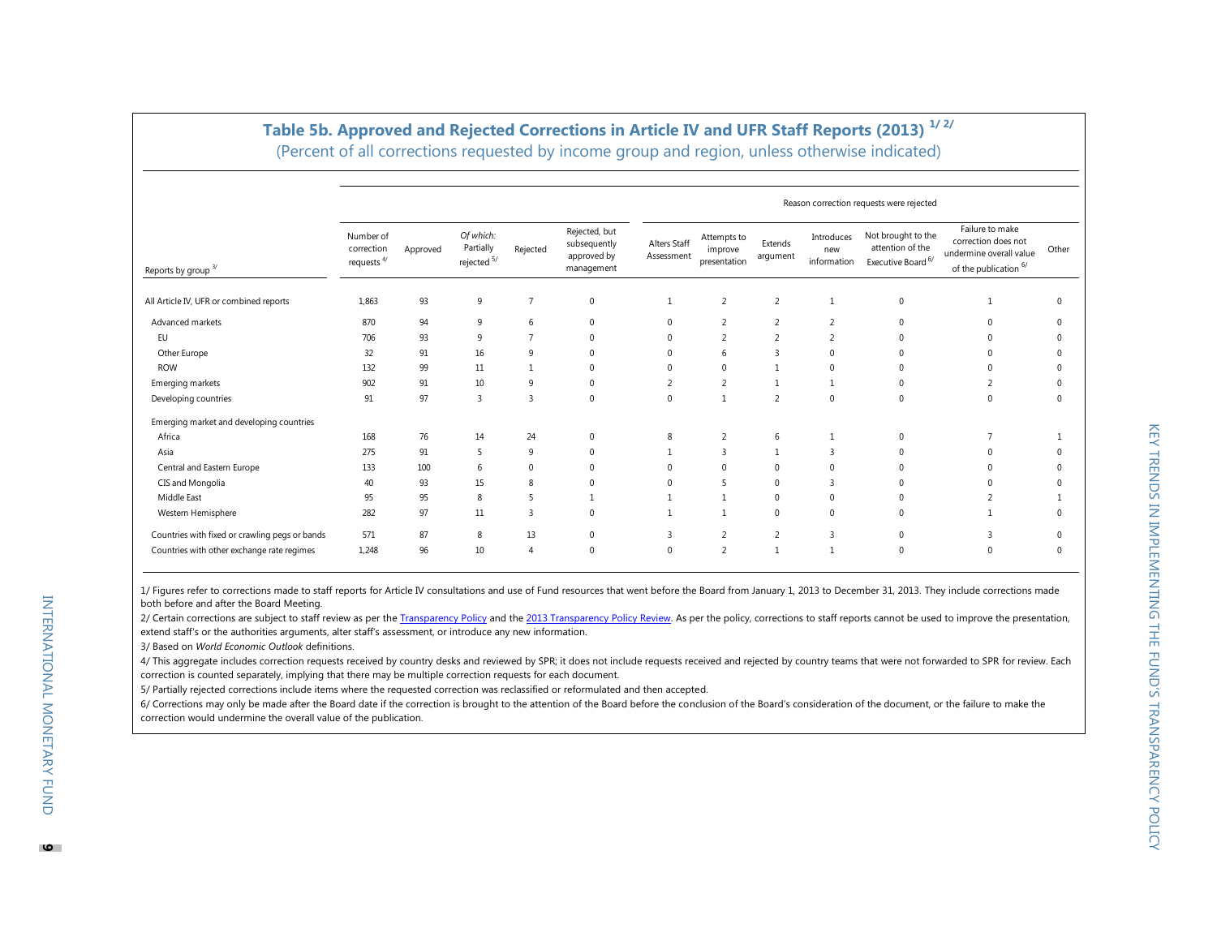## Table 5b. Approved and Rejected Corrections in Article IV and UFR Staff Reports (2013) [1/ 2/]

(Percent of all corrections requested by income group and region, unless otherwise indicated)

| Reports by group [3/] | Number of correction requests [4/] | Approved | *Of which:* Partially rejected [5/] | Rejected | Rejected, but subsequently approved by management | Reason correction requests were rejected: Alters Staff Assessment | Attempts to improve presentation | Extends argument | Introduces new information | Not brought to the attention of the Executive Board [6/] | Failure to make correction does not undermine overall value of the publication [6/] | Other |
|---|---|---|---|---|---|---|---|---|---|---|---|---|
| All Article IV, UFR or combined reports | 1,863 | 93 | 9 | 7 | 0 | 1 | 2 | 2 | 1 | 0 | 1 | 0 |
| Advanced markets | 870 | 94 | 9 | 6 | 0 | 0 | 2 | 2 | 2 | 0 | 0 | 0 |
| EU | 706 | 93 | 9 | 7 | 0 | 0 | 2 | 2 | 2 | 0 | 0 | 0 |
| Other Europe | 32 | 91 | 16 | 9 | 0 | 0 | 6 | 3 | 0 | 0 | 0 | 0 |
| ROW | 132 | 99 | 11 | 1 | 0 | 0 | 0 | 1 | 0 | 0 | 0 | 0 |
| Emerging markets | 902 | 91 | 10 | 9 | 0 | 2 | 2 | 1 | 1 | 0 | 2 | 0 |
| Developing countries | 91 | 97 | 3 | 3 | 0 | 0 | 1 | 2 | 0 | 0 | 0 | 0 |
| Emerging market and developing countries | | | | | | | | | | | | |
| Africa | 168 | 76 | 14 | 24 | 0 | 8 | 2 | 6 | 1 | 0 | 7 | 1 |
| Asia | 275 | 91 | 5 | 9 | 0 | 1 | 3 | 1 | 3 | 0 | 0 | 0 |
| Central and Eastern Europe | 133 | 100 | 6 | 0 | 0 | 0 | 0 | 0 | 0 | 0 | 0 | 0 |
| CIS and Mongolia | 40 | 93 | 15 | 8 | 0 | 0 | 5 | 0 | 3 | 0 | 0 | 0 |
| Middle East | 95 | 95 | 8 | 5 | 1 | 1 | 1 | 0 | 0 | 0 | 2 | 1 |
| Western Hemisphere | 282 | 97 | 11 | 3 | 0 | 1 | 1 | 0 | 0 | 0 | 1 | 0 |
| Countries with fixed or crawling pegs or bands | 571 | 87 | 8 | 13 | 0 | 3 | 2 | 2 | 3 | 0 | 3 | 0 |
| Countries with other exchange rate regimes | 1,248 | 96 | 10 | 4 | 0 | 0 | 2 | 1 | 1 | 0 | 0 | 0 |

1/ Figures refer to corrections made to staff reports for Article IV consultations and use of Fund resources that went before the Board from January 1, 2013 to December 31, 2013. They include corrections made both before and after the Board Meeting.

2/ Certain corrections are subject to staff review as per the Transparency Policy and the 2013 Transparency Policy Review. As per the policy, corrections to staff reports cannot be used to improve the presentation, extend staff's or the authorities arguments, alter staff's assessment, or introduce any new information.

3/ Based on *World Economic Outlook* definitions.

4/ This aggregate includes correction requests received by country desks and reviewed by SPR; it does not include requests received and rejected by country teams that were not forwarded to SPR for review. Each correction is counted separately, implying that there may be multiple correction requests for each document.

5/ Partially rejected corrections include items where the requested correction was reclassified or reformulated and then accepted.

6/ Corrections may only be made after the Board date if the correction is brought to the attention of the Board before the conclusion of the Board's consideration of the document, or the failure to make the correction would undermine the overall value of the publication.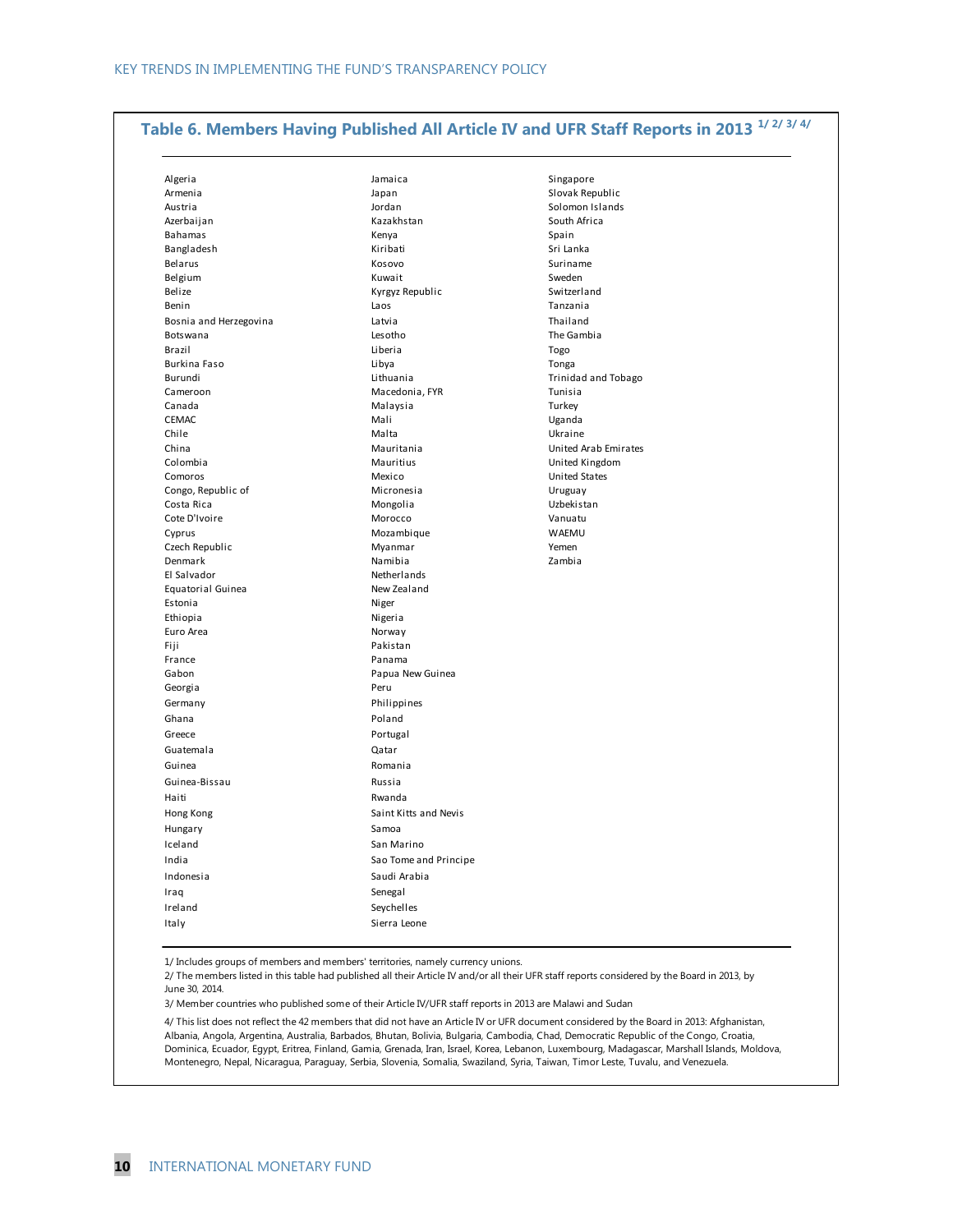## Table 6. Members Having Published All Article IV and UFR Staff Reports in 2013 [1/ 2/ 3/ 4/]

| | | |
|---|---|---|
| Algeria | Jamaica | Singapore |
| Armenia | Japan | Slovak Republic |
| Austria | Jordan | Solomon Islands |
| Azerbaijan | Kazakhstan | South Africa |
| Bahamas | Kenya | Spain |
| Bangladesh | Kiribati | Sri Lanka |
| Belarus | Kosovo | Suriname |
| Belgium | Kuwait | Sweden |
| Belize | Kyrgyz Republic | Switzerland |
| Benin | Laos | Tanzania |
| Bosnia and Herzegovina | Latvia | Thailand |
| Botswana | Lesotho | The Gambia |
| Brazil | Liberia | Togo |
| Burkina Faso | Libya | Tonga |
| Burundi | Lithuania | Trinidad and Tobago |
| Cameroon | Macedonia, FYR | Tunisia |
| Canada | Malaysia | Turkey |
| CEMAC | Mali | Uganda |
| Chile | Malta | Ukraine |
| China | Mauritania | United Arab Emirates |
| Colombia | Mauritius | United Kingdom |
| Comoros | Mexico | United States |
| Congo, Republic of | Micronesia | Uruguay |
| Costa Rica | Mongolia | Uzbekistan |
| Cote D'Ivoire | Morocco | Vanuatu |
| Cyprus | Mozambique | WAEMU |
| Czech Republic | Myanmar | Yemen |
| Denmark | Namibia | Zambia |
| El Salvador | Netherlands | |
| Equatorial Guinea | New Zealand | |
| Estonia | Niger | |
| Ethiopia | Nigeria | |
| Euro Area | Norway | |
| Fiji | Pakistan | |
| France | Panama | |
| Gabon | Papua New Guinea | |
| Georgia | Peru | |
| Germany | Philippines | |
| Ghana | Poland | |
| Greece | Portugal | |
| Guatemala | Qatar | |
| Guinea | Romania | |
| Guinea-Bissau | Russia | |
| Haiti | Rwanda | |
| Hong Kong | Saint Kitts and Nevis | |
| Hungary | Samoa | |
| Iceland | San Marino | |
| India | Sao Tome and Principe | |
| Indonesia | Saudi Arabia | |
| Iraq | Senegal | |
| Ireland | Seychelles | |
| Italy | Sierra Leone | |

1/ Includes groups of members and members' territories, namely currency unions.

2/ The members listed in this table had published all their Article IV and/or all their UFR staff reports considered by the Board in 2013, by June 30, 2014.

3/ Member countries who published some of their Article IV/UFR staff reports in 2013 are Malawi and Sudan

4/ This list does not reflect the 42 members that did not have an Article IV or UFR document considered by the Board in 2013: Afghanistan, Albania, Angola, Argentina, Australia, Barbados, Bhutan, Bolivia, Bulgaria, Cambodia, Chad, Democratic Republic of the Congo, Croatia, Dominica, Ecuador, Egypt, Eritrea, Finland, Gamia, Grenada, Iran, Israel, Korea, Lebanon, Luxembourg, Madagascar, Marshall Islands, Moldova, Montenegro, Nepal, Nicaragua, Paraguay, Serbia, Slovenia, Somalia, Swaziland, Syria, Taiwan, Timor Leste, Tuvalu, and Venezuela.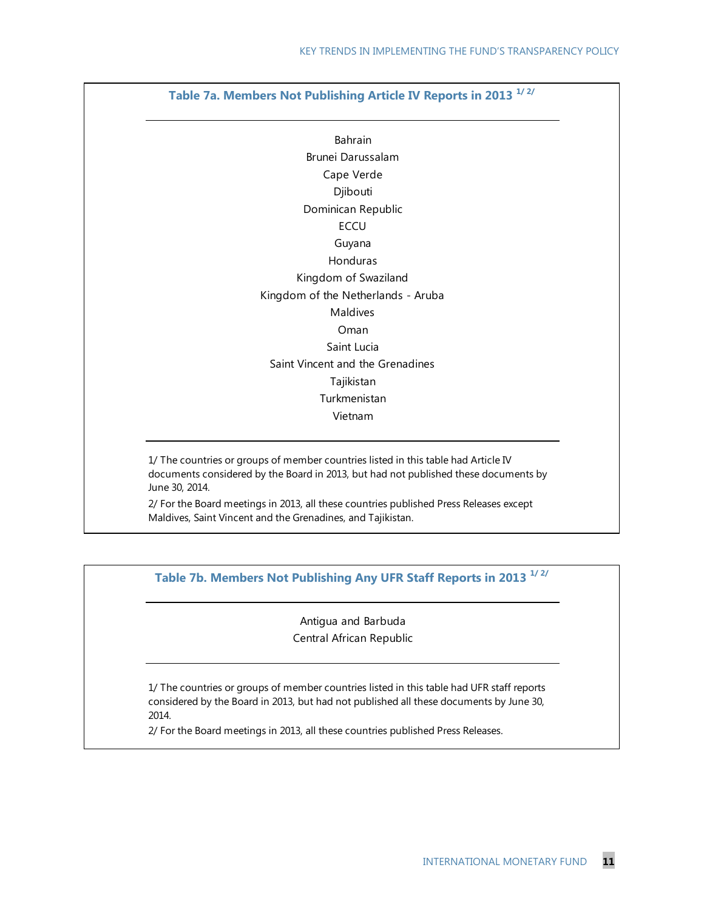### Table 7a. Members Not Publishing Article IV Reports in 2013 [1/ 2/]

| |
|---|
| Bahrain |
| Brunei Darussalam |
| Cape Verde |
| Djibouti |
| Dominican Republic |
| ECCU |
| Guyana |
| Honduras |
| Kingdom of Swaziland |
| Kingdom of the Netherlands - Aruba |
| Maldives |
| Oman |
| Saint Lucia |
| Saint Vincent and the Grenadines |
| Tajikistan |
| Turkmenistan |
| Vietnam |

1/ The countries or groups of member countries listed in this table had Article IV documents considered by the Board in 2013, but had not published these documents by June 30, 2014.

2/ For the Board meetings in 2013, all these countries published Press Releases except Maldives, Saint Vincent and the Grenadines, and Tajikistan.

### Table 7b. Members Not Publishing Any UFR Staff Reports in 2013 [1/ 2/]

| |
|---|
| Antigua and Barbuda |
| Central African Republic |

1/ The countries or groups of member countries listed in this table had UFR staff reports considered by the Board in 2013, but had not published all these documents by June 30, 2014.

2/ For the Board meetings in 2013, all these countries published Press Releases.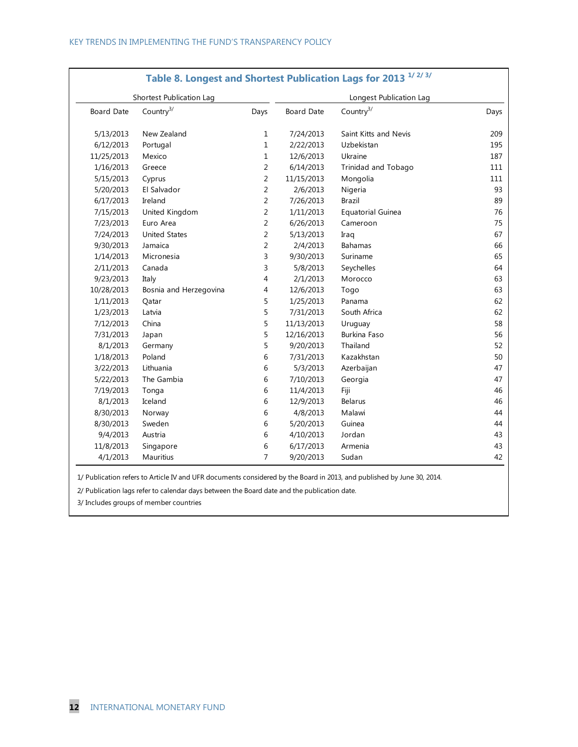## Table 8. Longest and Shortest Publication Lags for 2013 [1/ 2/ 3/]

| Shortest Publication Lag | | | Longest Publication Lag | | |
|---|---|---|---|---|---|
| Board Date | Country[3/] | Days | Board Date | Country[3/] | Days |
| 5/13/2013 | New Zealand | 1 | 7/24/2013 | Saint Kitts and Nevis | 209 |
| 6/12/2013 | Portugal | 1 | 2/22/2013 | Uzbekistan | 195 |
| 11/25/2013 | Mexico | 1 | 12/6/2013 | Ukraine | 187 |
| 1/16/2013 | Greece | 2 | 6/14/2013 | Trinidad and Tobago | 111 |
| 5/15/2013 | Cyprus | 2 | 11/15/2013 | Mongolia | 111 |
| 5/20/2013 | El Salvador | 2 | 2/6/2013 | Nigeria | 93 |
| 6/17/2013 | Ireland | 2 | 7/26/2013 | Brazil | 89 |
| 7/15/2013 | United Kingdom | 2 | 1/11/2013 | Equatorial Guinea | 76 |
| 7/23/2013 | Euro Area | 2 | 6/26/2013 | Cameroon | 75 |
| 7/24/2013 | United States | 2 | 5/13/2013 | Iraq | 67 |
| 9/30/2013 | Jamaica | 2 | 2/4/2013 | Bahamas | 66 |
| 1/14/2013 | Micronesia | 3 | 9/30/2013 | Suriname | 65 |
| 2/11/2013 | Canada | 3 | 5/8/2013 | Seychelles | 64 |
| 9/23/2013 | Italy | 4 | 2/1/2013 | Morocco | 63 |
| 10/28/2013 | Bosnia and Herzegovina | 4 | 12/6/2013 | Togo | 63 |
| 1/11/2013 | Qatar | 5 | 1/25/2013 | Panama | 62 |
| 1/23/2013 | Latvia | 5 | 7/31/2013 | South Africa | 62 |
| 7/12/2013 | China | 5 | 11/13/2013 | Uruguay | 58 |
| 7/31/2013 | Japan | 5 | 12/16/2013 | Burkina Faso | 56 |
| 8/1/2013 | Germany | 5 | 9/20/2013 | Thailand | 52 |
| 1/18/2013 | Poland | 6 | 7/31/2013 | Kazakhstan | 50 |
| 3/22/2013 | Lithuania | 6 | 5/3/2013 | Azerbaijan | 47 |
| 5/22/2013 | The Gambia | 6 | 7/10/2013 | Georgia | 47 |
| 7/19/2013 | Tonga | 6 | 11/4/2013 | Fiji | 46 |
| 8/1/2013 | Iceland | 6 | 12/9/2013 | Belarus | 46 |
| 8/30/2013 | Norway | 6 | 4/8/2013 | Malawi | 44 |
| 8/30/2013 | Sweden | 6 | 5/20/2013 | Guinea | 44 |
| 9/4/2013 | Austria | 6 | 4/10/2013 | Jordan | 43 |
| 11/8/2013 | Singapore | 6 | 6/17/2013 | Armenia | 43 |
| 4/1/2013 | Mauritius | 7 | 9/20/2013 | Sudan | 42 |

1/ Publication refers to Article IV and UFR documents considered by the Board in 2013, and published by June 30, 2014.

2/ Publication lags refer to calendar days between the Board date and the publication date.

3/ Includes groups of member countries